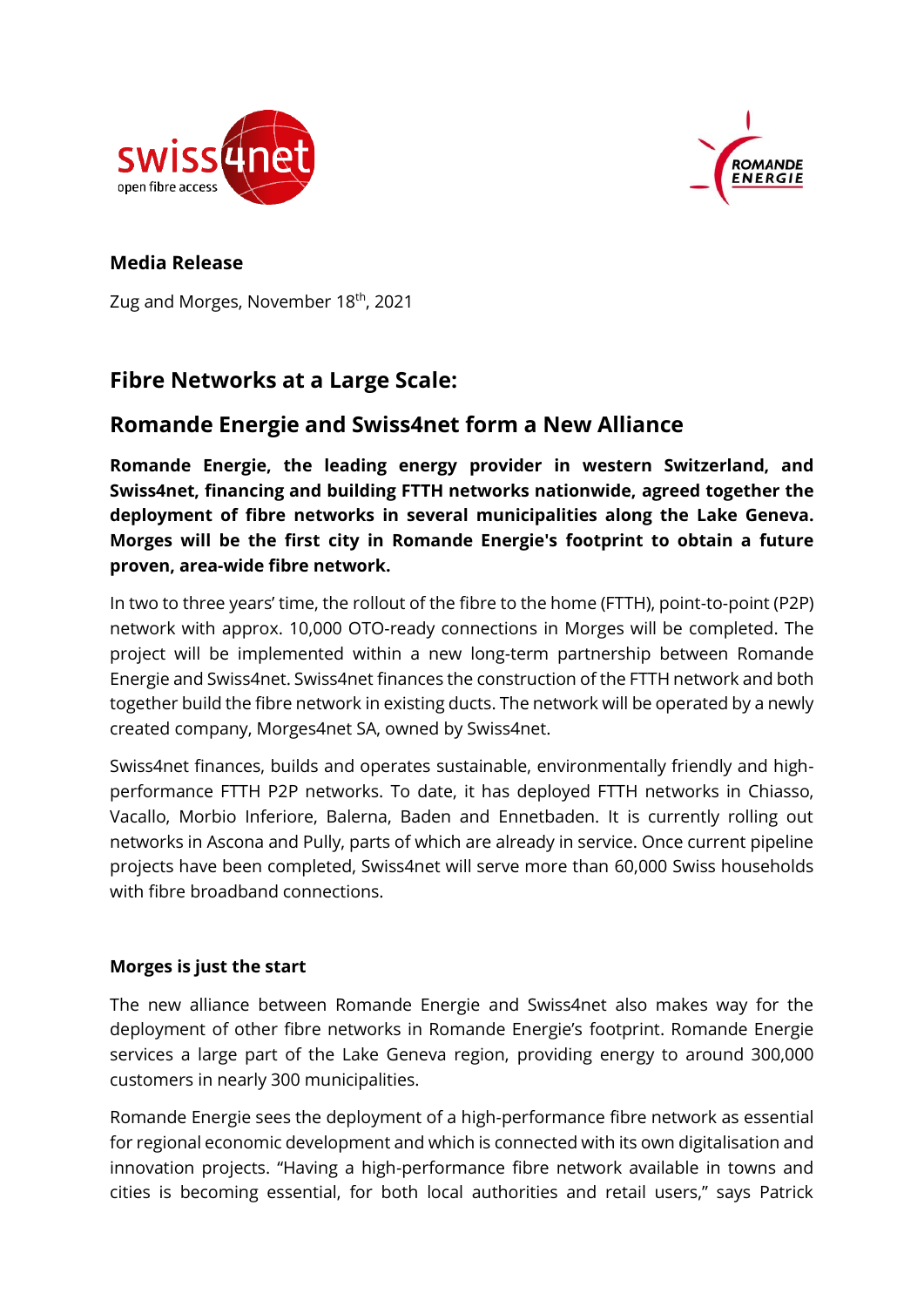**Media Release**

Zug and Morges, November 18th, 2021

## Fibre Networks at a Large Scale:

## Romande Energie and Swiss4net form a New Alliance

**Romande Energie, the leading energy provider in western Switzerland, and Swiss4net, financing and building FTTH networks nationwide, agreed together the deployment of fibre networks in several municipalities along the Lake Geneva. Morges will be the first city in Romande Energie's footprint to obtain a future proven, area-wide fibre network.**

In two to three years' time, the rollout of the fibre to the home (FTTH), point-to-point (P2P) network with approx. 10,000 OTO-ready connections in Morges will be completed. The project will be implemented within a new long-term partnership between Romande Energie and Swiss4net. Swiss4net finances the construction of the FTTH network and both together build the fibre network in existing ducts. The network will be operated by a newly created company, Morges4net SA, owned by Swiss4net.

Swiss4net finances, builds and operates sustainable, environmentally friendly and high-performance FTTH P2P networks. To date, it has deployed FTTH networks in Chiasso, Vacallo, Morbio Inferiore, Balerna, Baden and Ennetbaden. It is currently rolling out networks in Ascona and Pully, parts of which are already in service. Once current pipeline projects have been completed, Swiss4net will serve more than 60,000 Swiss households with fibre broadband connections.

### Morges is just the start

The new alliance between Romande Energie and Swiss4net also makes way for the deployment of other fibre networks in Romande Energie's footprint. Romande Energie services a large part of the Lake Geneva region, providing energy to around 300,000 customers in nearly 300 municipalities.

Romande Energie sees the deployment of a high-performance fibre network as essential for regional economic development and which is connected with its own digitalisation and innovation projects. "Having a high-performance fibre network available in towns and cities is becoming essential, for both local authorities and retail users," says Patrick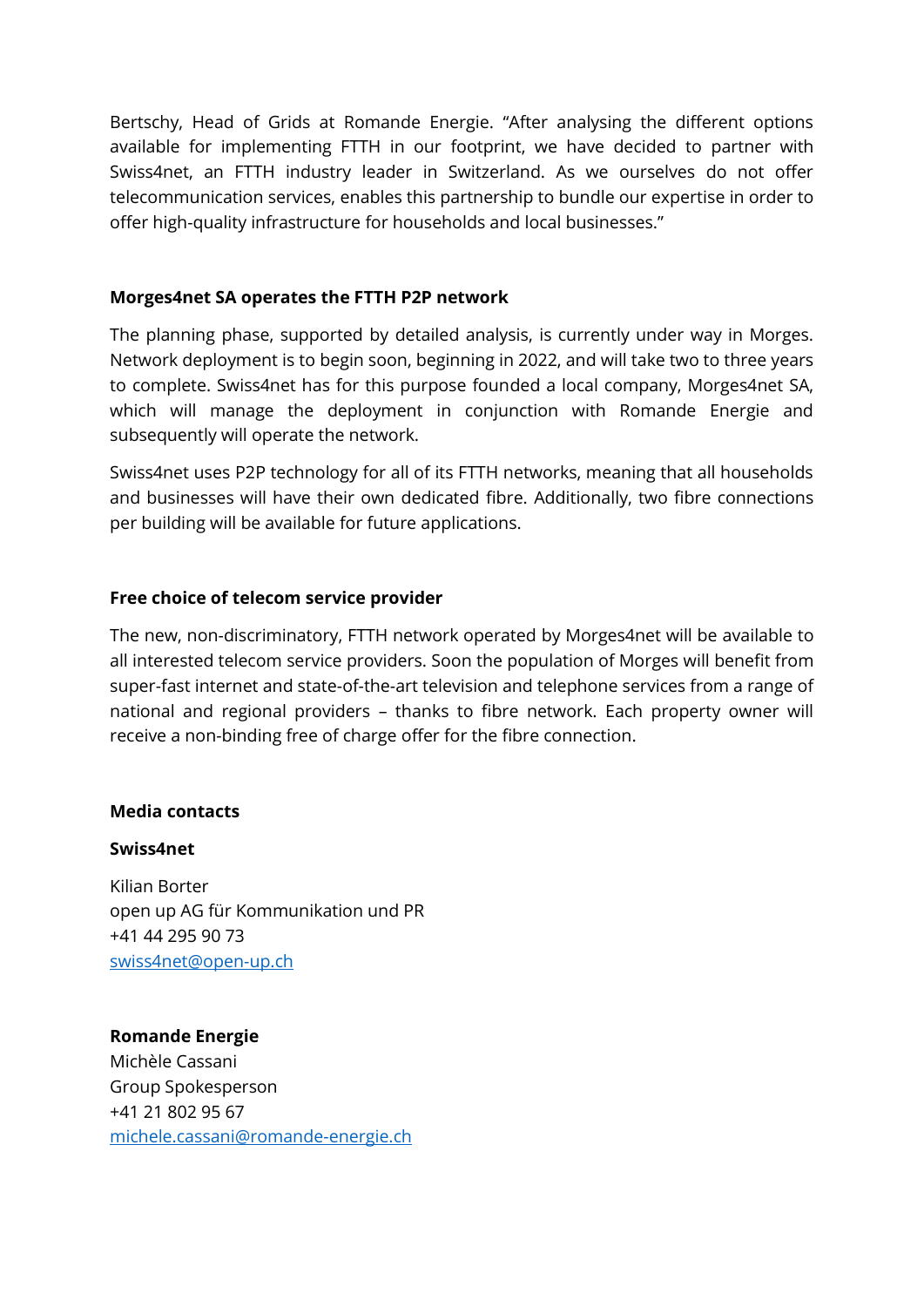Bertschy, Head of Grids at Romande Energie. "After analysing the different options available for implementing FTTH in our footprint, we have decided to partner with Swiss4net, an FTTH industry leader in Switzerland. As we ourselves do not offer telecommunication services, enables this partnership to bundle our expertise in order to offer high-quality infrastructure for households and local businesses."

**Morges4net SA operates the FTTH P2P network**

The planning phase, supported by detailed analysis, is currently under way in Morges. Network deployment is to begin soon, beginning in 2022, and will take two to three years to complete. Swiss4net has for this purpose founded a local company, Morges4net SA, which will manage the deployment in conjunction with Romande Energie and subsequently will operate the network.

Swiss4net uses P2P technology for all of its FTTH networks, meaning that all households and businesses will have their own dedicated fibre. Additionally, two fibre connections per building will be available for future applications.

**Free choice of telecom service provider**

The new, non-discriminatory, FTTH network operated by Morges4net will be available to all interested telecom service providers. Soon the population of Morges will benefit from super-fast internet and state-of-the-art television and telephone services from a range of national and regional providers – thanks to fibre network. Each property owner will receive a non-binding free of charge offer for the fibre connection.

**Media contacts**

**Swiss4net**

Kilian Borter
open up AG für Kommunikation und PR
+41 44 295 90 73
swiss4net@open-up.ch

**Romande Energie**
Michèle Cassani
Group Spokesperson
+41 21 802 95 67
michele.cassani@romande-energie.ch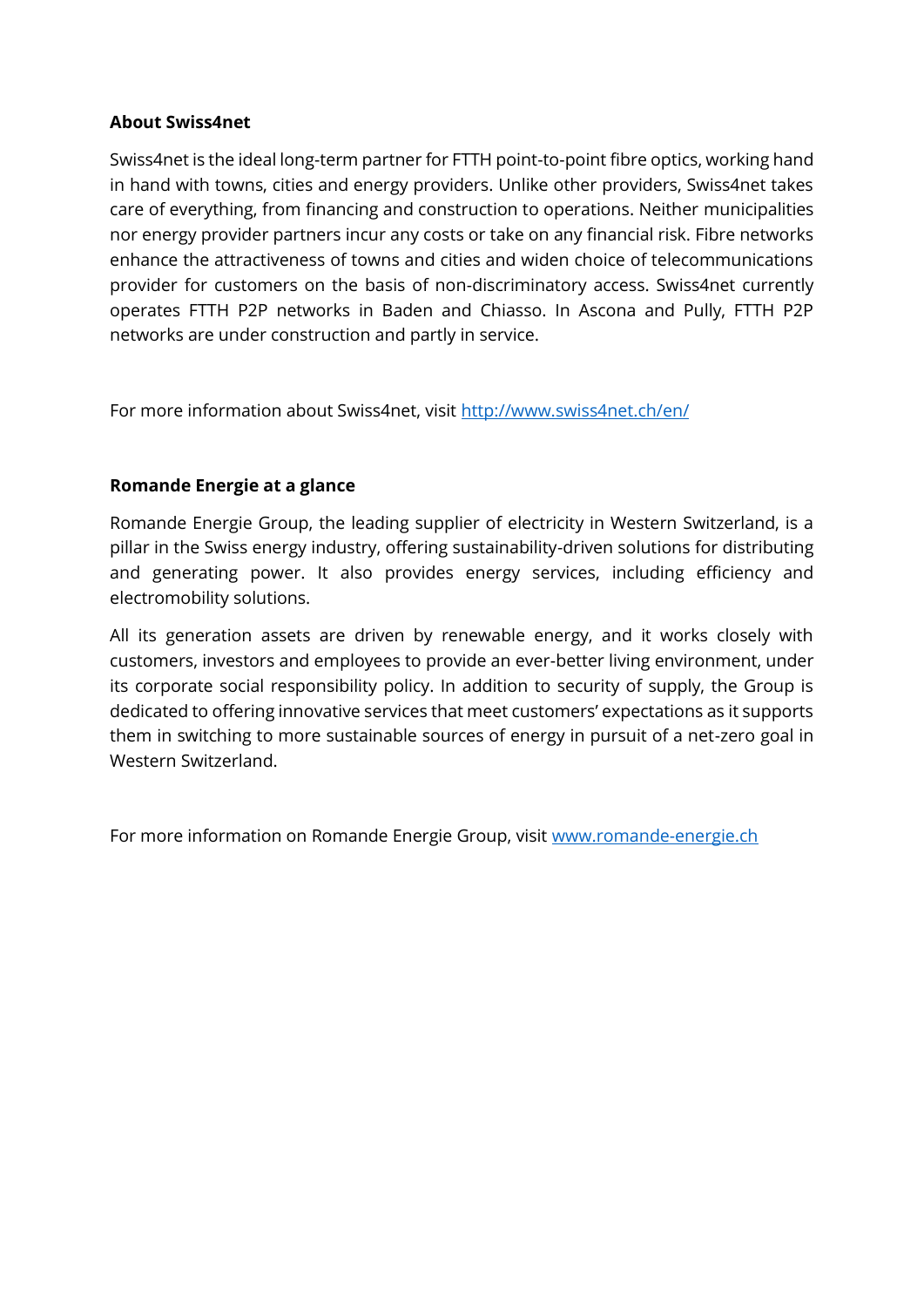**About Swiss4net**

Swiss4net is the ideal long-term partner for FTTH point-to-point fibre optics, working hand in hand with towns, cities and energy providers. Unlike other providers, Swiss4net takes care of everything, from financing and construction to operations. Neither municipalities nor energy provider partners incur any costs or take on any financial risk. Fibre networks enhance the attractiveness of towns and cities and widen choice of telecommunications provider for customers on the basis of non-discriminatory access. Swiss4net currently operates FTTH P2P networks in Baden and Chiasso. In Ascona and Pully, FTTH P2P networks are under construction and partly in service.

For more information about Swiss4net, visit [http://www.swiss4net.ch/en/](http://www.swiss4net.ch/en/)

**Romande Energie at a glance**

Romande Energie Group, the leading supplier of electricity in Western Switzerland, is a pillar in the Swiss energy industry, offering sustainability-driven solutions for distributing and generating power. It also provides energy services, including efficiency and electromobility solutions.

All its generation assets are driven by renewable energy, and it works closely with customers, investors and employees to provide an ever-better living environment, under its corporate social responsibility policy. In addition to security of supply, the Group is dedicated to offering innovative services that meet customers' expectations as it supports them in switching to more sustainable sources of energy in pursuit of a net-zero goal in Western Switzerland.

For more information on Romande Energie Group, visit [www.romande-energie.ch](www.romande-energie.ch)